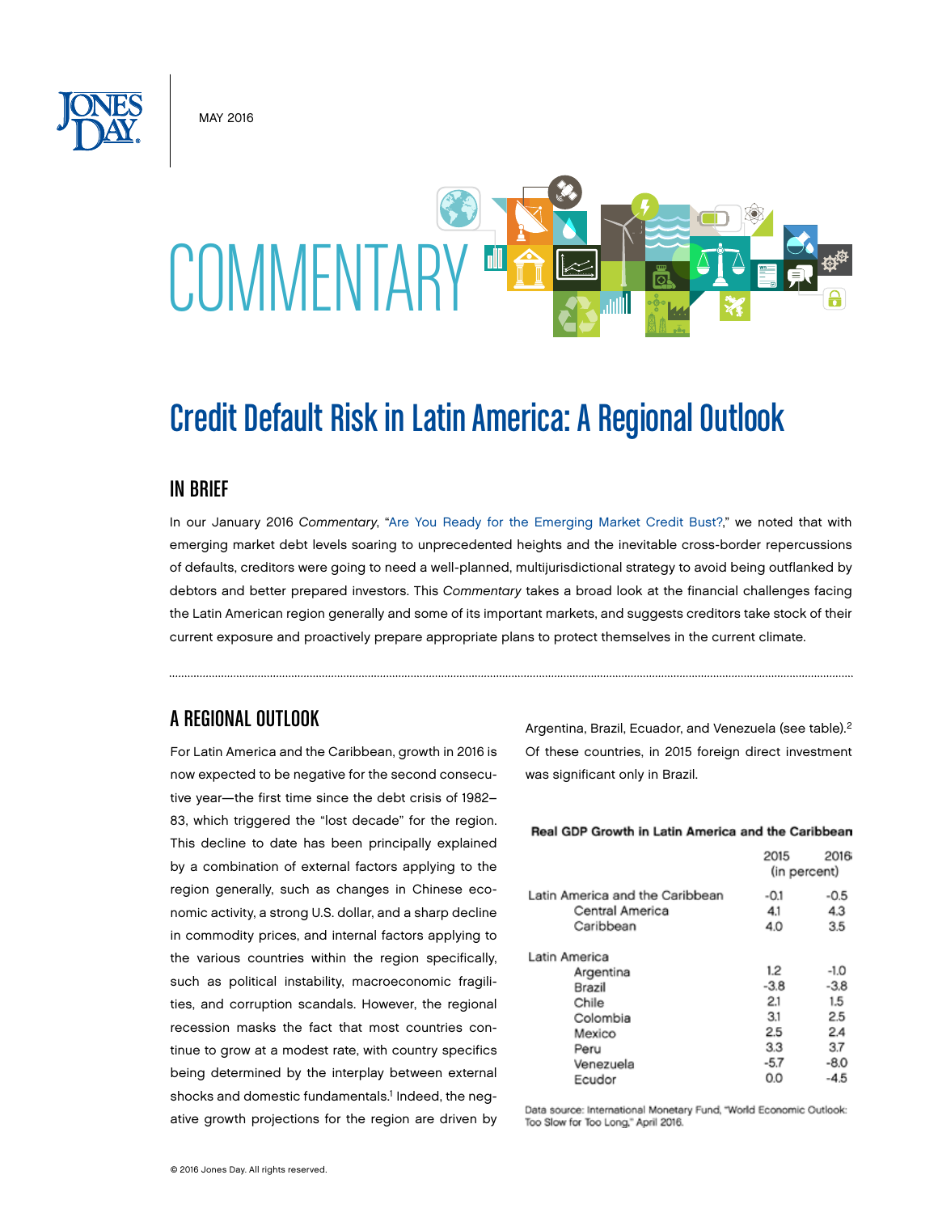MAY 2016

COMMENTARY

# Credit Default Risk in Latin America: A Regional Outlook

## IN BRIEF

In our January 2016 *Commentary*, "Are You Ready for the Emerging Market Credit Bust?," we noted that with emerging market debt levels soaring to unprecedented heights and the inevitable cross-border repercussions of defaults, creditors were going to need a well-planned, multijurisdictional strategy to avoid being outflanked by debtors and better prepared investors. This *Commentary* takes a broad look at the financial challenges facing the Latin American region generally and some of its important markets, and suggests creditors take stock of their current exposure and proactively prepare appropriate plans to protect themselves in the current climate.

## A REGIONAL OUTLOOK

For Latin America and the Caribbean, growth in 2016 is now expected to be negative for the second consecutive year—the first time since the debt crisis of 1982–83, which triggered the "lost decade" for the region. This decline to date has been principally explained by a combination of external factors applying to the region generally, such as changes in Chinese economic activity, a strong U.S. dollar, and a sharp decline in commodity prices, and internal factors applying to the various countries within the region specifically, such as political instability, macroeconomic fragilities, and corruption scandals. However, the regional recession masks the fact that most countries continue to grow at a modest rate, with country specifics being determined by the interplay between external shocks and domestic fundamentals.[1] Indeed, the negative growth projections for the region are driven by Argentina, Brazil, Ecuador, and Venezuela (see table).[2] Of these countries, in 2015 foreign direct investment was significant only in Brazil.

**Real GDP Growth in Latin America and the Caribbean**

| | 2015 | 2016 |
|---|---|---|
| | (in percent) | |
| Latin America and the Caribbean | -0.1 | -0.5 |
| Central America | 4.1 | 4.3 |
| Caribbean | 4.0 | 3.5 |
| Latin America | | |
| Argentina | 1.2 | -1.0 |
| Brazil | -3.8 | -3.8 |
| Chile | 2.1 | 1.5 |
| Colombia | 3.1 | 2.5 |
| Mexico | 2.5 | 2.4 |
| Peru | 3.3 | 3.7 |
| Venezuela | -5.7 | -8.0 |
| Ecudor | 0.0 | -4.5 |

Data source: International Monetary Fund, "World Economic Outlook: Too Slow for Too Long," April 2016.

© 2016 Jones Day. All rights reserved.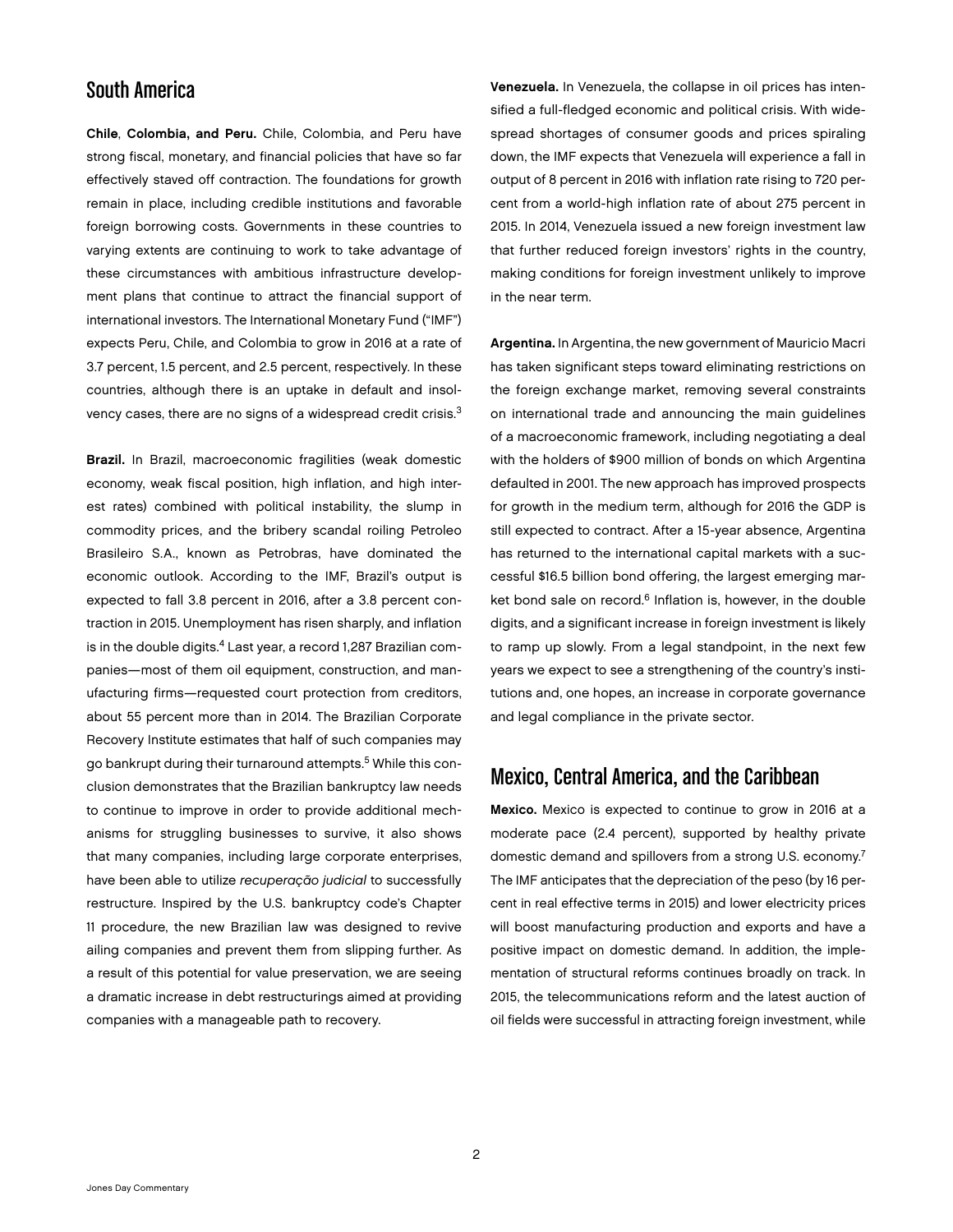## South America

**Chile**, **Colombia, and Peru.** Chile, Colombia, and Peru have strong fiscal, monetary, and financial policies that have so far effectively staved off contraction. The foundations for growth remain in place, including credible institutions and favorable foreign borrowing costs. Governments in these countries to varying extents are continuing to work to take advantage of these circumstances with ambitious infrastructure development plans that continue to attract the financial support of international investors. The International Monetary Fund ("IMF") expects Peru, Chile, and Colombia to grow in 2016 at a rate of 3.7 percent, 1.5 percent, and 2.5 percent, respectively. In these countries, although there is an uptake in default and insolvency cases, there are no signs of a widespread credit crisis.[3]

**Brazil.** In Brazil, macroeconomic fragilities (weak domestic economy, weak fiscal position, high inflation, and high interest rates) combined with political instability, the slump in commodity prices, and the bribery scandal roiling Petroleo Brasileiro S.A., known as Petrobras, have dominated the economic outlook. According to the IMF, Brazil's output is expected to fall 3.8 percent in 2016, after a 3.8 percent contraction in 2015. Unemployment has risen sharply, and inflation is in the double digits.[4] Last year, a record 1,287 Brazilian companies—most of them oil equipment, construction, and manufacturing firms—requested court protection from creditors, about 55 percent more than in 2014. The Brazilian Corporate Recovery Institute estimates that half of such companies may go bankrupt during their turnaround attempts.[5] While this conclusion demonstrates that the Brazilian bankruptcy law needs to continue to improve in order to provide additional mechanisms for struggling businesses to survive, it also shows that many companies, including large corporate enterprises, have been able to utilize *recuperação judicial* to successfully restructure. Inspired by the U.S. bankruptcy code's Chapter 11 procedure, the new Brazilian law was designed to revive ailing companies and prevent them from slipping further. As a result of this potential for value preservation, we are seeing a dramatic increase in debt restructurings aimed at providing companies with a manageable path to recovery.

**Venezuela.** In Venezuela, the collapse in oil prices has intensified a full-fledged economic and political crisis. With widespread shortages of consumer goods and prices spiraling down, the IMF expects that Venezuela will experience a fall in output of 8 percent in 2016 with inflation rate rising to 720 percent from a world-high inflation rate of about 275 percent in 2015. In 2014, Venezuela issued a new foreign investment law that further reduced foreign investors' rights in the country, making conditions for foreign investment unlikely to improve in the near term.

**Argentina.** In Argentina, the new government of Mauricio Macri has taken significant steps toward eliminating restrictions on the foreign exchange market, removing several constraints on international trade and announcing the main guidelines of a macroeconomic framework, including negotiating a deal with the holders of $900 million of bonds on which Argentina defaulted in 2001. The new approach has improved prospects for growth in the medium term, although for 2016 the GDP is still expected to contract. After a 15-year absence, Argentina has returned to the international capital markets with a successful $16.5 billion bond offering, the largest emerging market bond sale on record.[6] Inflation is, however, in the double digits, and a significant increase in foreign investment is likely to ramp up slowly. From a legal standpoint, in the next few years we expect to see a strengthening of the country's institutions and, one hopes, an increase in corporate governance and legal compliance in the private sector.

## Mexico, Central America, and the Caribbean

**Mexico.** Mexico is expected to continue to grow in 2016 at a moderate pace (2.4 percent), supported by healthy private domestic demand and spillovers from a strong U.S. economy.[7] The IMF anticipates that the depreciation of the peso (by 16 percent in real effective terms in 2015) and lower electricity prices will boost manufacturing production and exports and have a positive impact on domestic demand. In addition, the implementation of structural reforms continues broadly on track. In 2015, the telecommunications reform and the latest auction of oil fields were successful in attracting foreign investment, while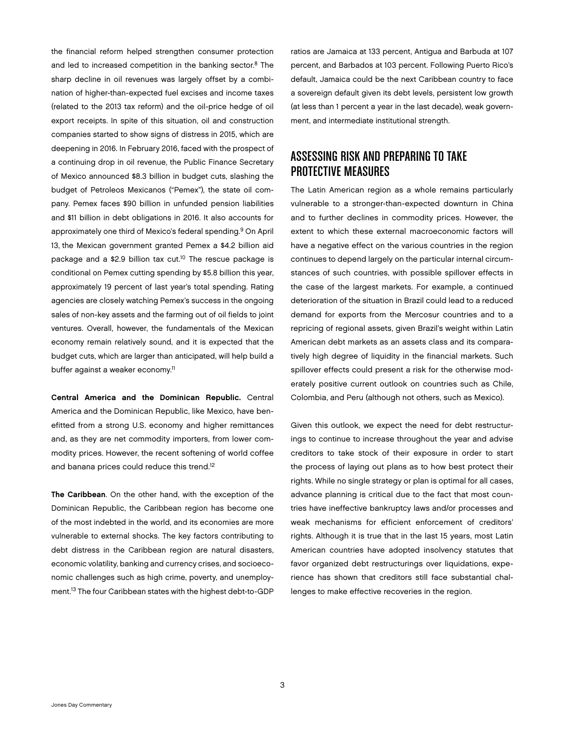the financial reform helped strengthen consumer protection and led to increased competition in the banking sector.[8] The sharp decline in oil revenues was largely offset by a combination of higher-than-expected fuel excises and income taxes (related to the 2013 tax reform) and the oil-price hedge of oil export receipts. In spite of this situation, oil and construction companies started to show signs of distress in 2015, which are deepening in 2016. In February 2016, faced with the prospect of a continuing drop in oil revenue, the Public Finance Secretary of Mexico announced $8.3 billion in budget cuts, slashing the budget of Petroleos Mexicanos ("Pemex"), the state oil company. Pemex faces $90 billion in unfunded pension liabilities and $11 billion in debt obligations in 2016. It also accounts for approximately one third of Mexico's federal spending.[9] On April 13, the Mexican government granted Pemex a $4.2 billion aid package and a $2.9 billion tax cut.[10] The rescue package is conditional on Pemex cutting spending by $5.8 billion this year, approximately 19 percent of last year's total spending. Rating agencies are closely watching Pemex's success in the ongoing sales of non-key assets and the farming out of oil fields to joint ventures. Overall, however, the fundamentals of the Mexican economy remain relatively sound, and it is expected that the budget cuts, which are larger than anticipated, will help build a buffer against a weaker economy.[11]

**Central America and the Dominican Republic.** Central America and the Dominican Republic, like Mexico, have benefitted from a strong U.S. economy and higher remittances and, as they are net commodity importers, from lower commodity prices. However, the recent softening of world coffee and banana prices could reduce this trend.[12]

**The Caribbean**. On the other hand, with the exception of the Dominican Republic, the Caribbean region has become one of the most indebted in the world, and its economies are more vulnerable to external shocks. The key factors contributing to debt distress in the Caribbean region are natural disasters, economic volatility, banking and currency crises, and socioeconomic challenges such as high crime, poverty, and unemployment.[13] The four Caribbean states with the highest debt-to-GDP ratios are Jamaica at 133 percent, Antigua and Barbuda at 107 percent, and Barbados at 103 percent. Following Puerto Rico's default, Jamaica could be the next Caribbean country to face a sovereign default given its debt levels, persistent low growth (at less than 1 percent a year in the last decade), weak government, and intermediate institutional strength.

## ASSESSING RISK AND PREPARING TO TAKE PROTECTIVE MEASURES

The Latin American region as a whole remains particularly vulnerable to a stronger-than-expected downturn in China and to further declines in commodity prices. However, the extent to which these external macroeconomic factors will have a negative effect on the various countries in the region continues to depend largely on the particular internal circumstances of such countries, with possible spillover effects in the case of the largest markets. For example, a continued deterioration of the situation in Brazil could lead to a reduced demand for exports from the Mercosur countries and to a repricing of regional assets, given Brazil's weight within Latin American debt markets as an assets class and its comparatively high degree of liquidity in the financial markets. Such spillover effects could present a risk for the otherwise moderately positive current outlook on countries such as Chile, Colombia, and Peru (although not others, such as Mexico).

Given this outlook, we expect the need for debt restructurings to continue to increase throughout the year and advise creditors to take stock of their exposure in order to start the process of laying out plans as to how best protect their rights. While no single strategy or plan is optimal for all cases, advance planning is critical due to the fact that most countries have ineffective bankruptcy laws and/or processes and weak mechanisms for efficient enforcement of creditors' rights. Although it is true that in the last 15 years, most Latin American countries have adopted insolvency statutes that favor organized debt restructurings over liquidations, experience has shown that creditors still face substantial challenges to make effective recoveries in the region.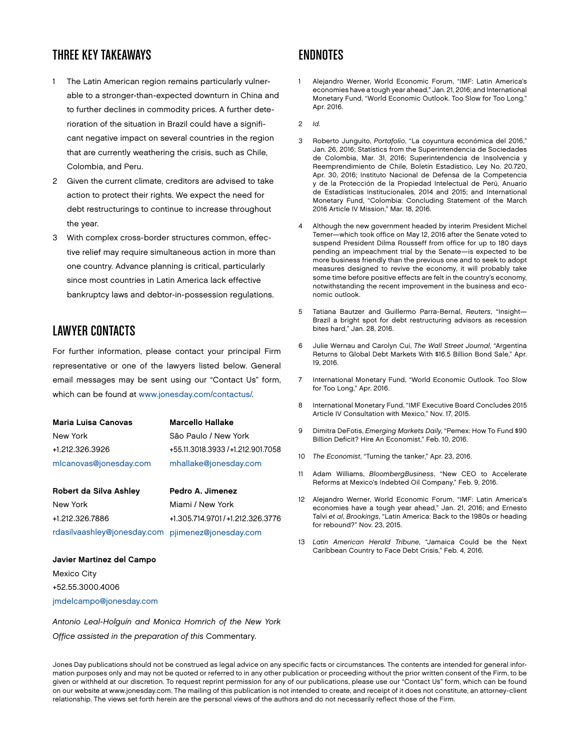## THREE KEY TAKEAWAYS

1. The Latin American region remains particularly vulnerable to a stronger-than-expected downturn in China and to further declines in commodity prices. A further deterioration of the situation in Brazil could have a significant negative impact on several countries in the region that are currently weathering the crisis, such as Chile, Colombia, and Peru.
2. Given the current climate, creditors are advised to take action to protect their rights. We expect the need for debt restructurings to continue to increase throughout the year.
3. With complex cross-border structures common, effective relief may require simultaneous action in more than one country. Advance planning is critical, particularly since most countries in Latin America lack effective bankruptcy laws and debtor-in-possession regulations.

## LAWYER CONTACTS

For further information, please contact your principal Firm representative or one of the lawyers listed below. General email messages may be sent using our "Contact Us" form, which can be found at www.jonesday.com/contactus/.

**Maria Luisa Canovas**
New York
+1.212.326.3926
mlcanovas@jonesday.com

**Marcello Hallake**
São Paulo / New York
+55.11.3018.3933 / +1.212.901.7058
mhallake@jonesday.com

**Robert da Silva Ashley**
New York
+1.212.326.7886
rdasilvaashley@jonesday.com

**Pedro A. Jimenez**
Miami / New York
+1.305.714.9701 / +1.212.326.3776
pjimenez@jonesday.com

**Javier Martinez del Campo**
Mexico City
+52.55.3000.4006
jmdelcampo@jonesday.com

*Antonio Leal-Holguín and Monica Homrich of the New York Office assisted in the preparation of this* Commentary.

## ENDNOTES

1. Alejandro Werner, World Economic Forum, "IMF: Latin America's economies have a tough year ahead," Jan. 21, 2016; and International Monetary Fund, "World Economic Outlook. Too Slow for Too Long," Apr. 2016.
2. *Id.*
3. Roberto Junguito, *Portafolio*, "La coyuntura económica del 2016," Jan. 26, 2016; Statistics from the Superintendencia de Sociedades de Colombia, Mar. 31, 2016; Superintendencia de Insolvencia y Reemprendimiento de Chile, Boletín Estadístico, Ley No. 20.720, Apr. 30, 2016; Instituto Nacional de Defensa de la Competencia y de la Protección de la Propiedad Intelectual de Perú, Anuario de Estadísticas Institucionales, 2014 and 2015; and International Monetary Fund, "Colombia: Concluding Statement of the March 2016 Article IV Mission," Mar. 18, 2016.
4. Although the new government headed by interim President Michel Temer—which took office on May 12, 2016 after the Senate voted to suspend President Dilma Rousseff from office for up to 180 days pending an impeachment trial by the Senate—is expected to be more business friendly than the previous one and to seek to adopt measures designed to revive the economy, it will probably take some time before positive effects are felt in the country's economy, notwithstanding the recent improvement in the business and economic outlook.
5. Tatiana Bautzer and Guillermo Parra-Bernal, *Reuters*, "Insight—Brazil a bright spot for debt restructuring advisors as recession bites hard," Jan. 28, 2016.
6. Julie Wernau and Carolyn Cui, *The Wall Street Journal*, "Argentina Returns to Global Debt Markets With $16.5 Billion Bond Sale," Apr. 19, 2016.
7. International Monetary Fund, "World Economic Outlook. Too Slow for Too Long," Apr. 2016.
8. International Monetary Fund, "IMF Executive Board Concludes 2015 Article IV Consultation with Mexico," Nov. 17, 2015.
9. Dimitra DeFotis, *Emerging Markets Daily*, "Pemex: How To Fund $90 Billion Deficit? Hire An Economist," Feb. 10, 2016.
10. *The Economist*, "Turning the tanker," Apr. 23, 2016.
11. Adam Williams, *BloombergBusiness*, "New CEO to Accelerate Reforms at Mexico's Indebted Oil Company," Feb. 9, 2016.
12. Alejandro Werner, World Economic Forum, "IMF: Latin America's economies have a tough year ahead," Jan. 21, 2016; and Ernesto Talvi *et al*, *Brookings*, "Latin America: Back to the 1980s or heading for rebound?" Nov. 23, 2015.
13. *Latin American Herald Tribune*, "Jamaica Could be the Next Caribbean Country to Face Debt Crisis," Feb. 4, 2016.

Jones Day publications should not be construed as legal advice on any specific facts or circumstances. The contents are intended for general information purposes only and may not be quoted or referred to in any other publication or proceeding without the prior written consent of the Firm, to be given or withheld at our discretion. To request reprint permission for any of our publications, please use our "Contact Us" form, which can be found on our website at www.jonesday.com. The mailing of this publication is not intended to create, and receipt of it does not constitute, an attorney-client relationship. The views set forth herein are the personal views of the authors and do not necessarily reflect those of the Firm.